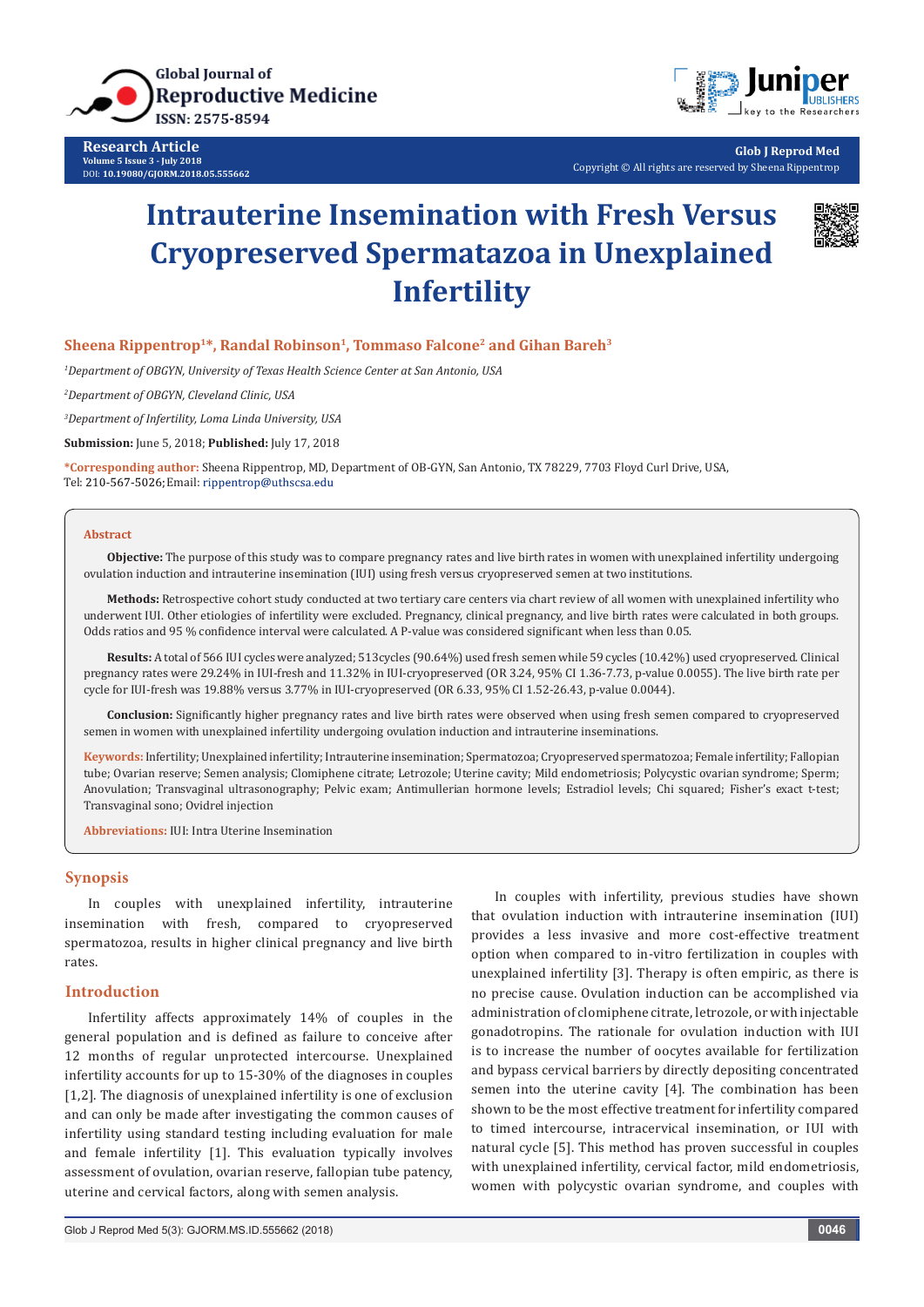Research Article

# Intrauterine Insemination with Fresh Versus Cryopreserved Spermatazoa in Unexplained Infertility

**Sheena Rippentrop[1]\*, Randal Robinson[1], Tommaso Falcone[2] and Gihan Bareh[3]**

*[1]Department of OBGYN, University of Texas Health Science Center at San Antonio, USA*

*[2]Department of OBGYN, Cleveland Clinic, USA*

*[3]Department of Infertility, Loma Linda University, USA*

**Submission:** June 5, 2018; **Published:** July 17, 2018

**\*Corresponding author:** Sheena Rippentrop, MD, Department of OB-GYN, San Antonio, TX 78229, 7703 Floyd Curl Drive, USA, Tel: 210-567-5026; Email: rippentrop@uthscsa.edu

## Abstract

**Objective:** The purpose of this study was to compare pregnancy rates and live birth rates in women with unexplained infertility undergoing ovulation induction and intrauterine insemination (IUI) using fresh versus cryopreserved semen at two institutions.

**Methods:** Retrospective cohort study conducted at two tertiary care centers via chart review of all women with unexplained infertility who underwent IUI. Other etiologies of infertility were excluded. Pregnancy, clinical pregnancy, and live birth rates were calculated in both groups. Odds ratios and 95 % confidence interval were calculated. A P-value was considered significant when less than 0.05.

**Results:** A total of 566 IUI cycles were analyzed; 513cycles (90.64%) used fresh semen while 59 cycles (10.42%) used cryopreserved. Clinical pregnancy rates were 29.24% in IUI-fresh and 11.32% in IUI-cryopreserved (OR 3.24, 95% CI 1.36-7.73, p-value 0.0055). The live birth rate per cycle for IUI-fresh was 19.88% versus 3.77% in IUI-cryopreserved (OR 6.33, 95% CI 1.52-26.43, p-value 0.0044).

**Conclusion:** Significantly higher pregnancy rates and live birth rates were observed when using fresh semen compared to cryopreserved semen in women with unexplained infertility undergoing ovulation induction and intrauterine inseminations.

**Keywords:** Infertility; Unexplained infertility; Intrauterine insemination; Spermatozoa; Cryopreserved spermatozoa; Female infertility; Fallopian tube; Ovarian reserve; Semen analysis; Clomiphene citrate; Letrozole; Uterine cavity; Mild endometriosis; Polycystic ovarian syndrome; Sperm; Anovulation; Transvaginal ultrasonography; Pelvic exam; Antimullerian hormone levels; Estradiol levels; Chi squared; Fisher's exact t-test; Transvaginal sono; Ovidrel injection

**Abbreviations:** IUI: Intra Uterine Insemination

## Synopsis

In couples with unexplained infertility, intrauterine insemination with fresh, compared to cryopreserved spermatozoa, results in higher clinical pregnancy and live birth rates.

## Introduction

Infertility affects approximately 14% of couples in the general population and is defined as failure to conceive after 12 months of regular unprotected intercourse. Unexplained infertility accounts for up to 15-30% of the diagnoses in couples [1,2]. The diagnosis of unexplained infertility is one of exclusion and can only be made after investigating the common causes of infertility using standard testing including evaluation for male and female infertility [1]. This evaluation typically involves assessment of ovulation, ovarian reserve, fallopian tube patency, uterine and cervical factors, along with semen analysis.

In couples with infertility, previous studies have shown that ovulation induction with intrauterine insemination (IUI) provides a less invasive and more cost-effective treatment option when compared to in-vitro fertilization in couples with unexplained infertility [3]. Therapy is often empiric, as there is no precise cause. Ovulation induction can be accomplished via administration of clomiphene citrate, letrozole, or with injectable gonadotropins. The rationale for ovulation induction with IUI is to increase the number of oocytes available for fertilization and bypass cervical barriers by directly depositing concentrated semen into the uterine cavity [4]. The combination has been shown to be the most effective treatment for infertility compared to timed intercourse, intracervical insemination, or IUI with natural cycle [5]. This method has proven successful in couples with unexplained infertility, cervical factor, mild endometriosis, women with polycystic ovarian syndrome, and couples with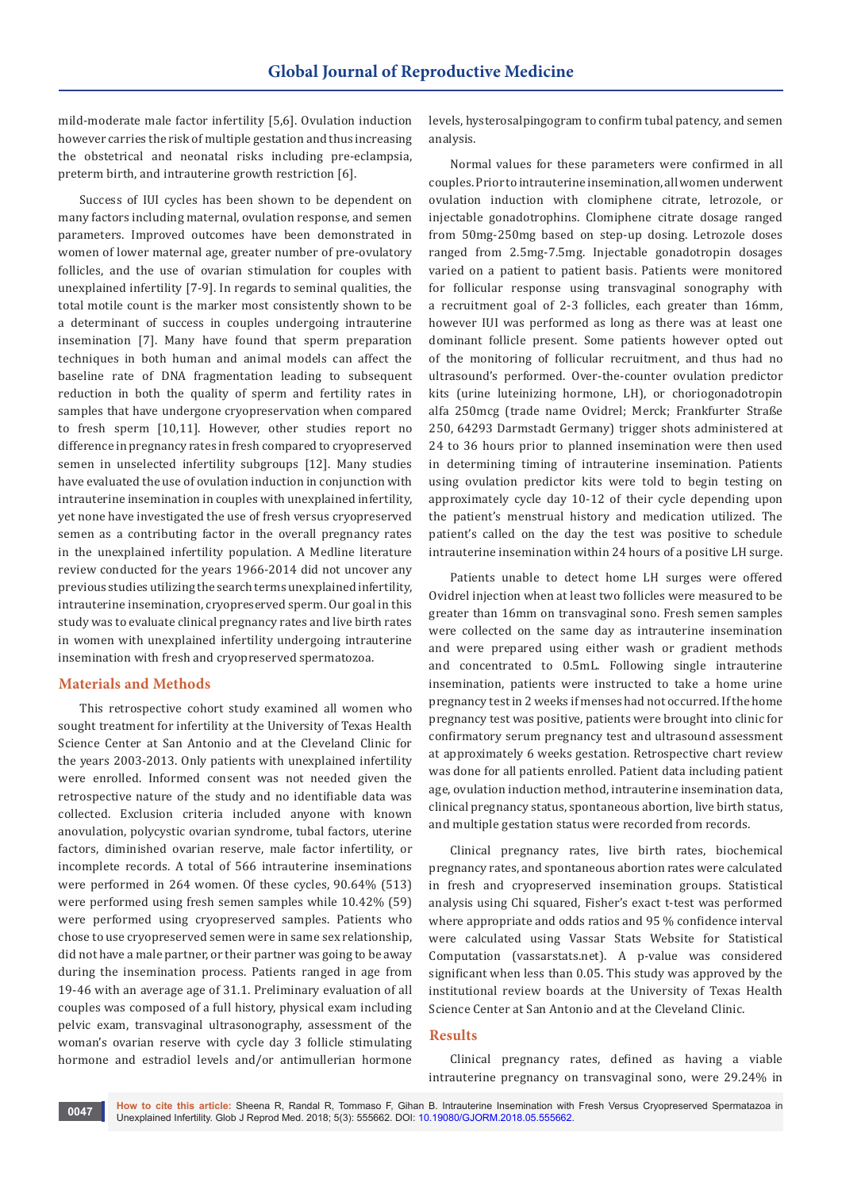mild-moderate male factor infertility [5,6]. Ovulation induction however carries the risk of multiple gestation and thus increasing the obstetrical and neonatal risks including pre-eclampsia, preterm birth, and intrauterine growth restriction [6].

Success of IUI cycles has been shown to be dependent on many factors including maternal, ovulation response, and semen parameters. Improved outcomes have been demonstrated in women of lower maternal age, greater number of pre-ovulatory follicles, and the use of ovarian stimulation for couples with unexplained infertility [7-9]. In regards to seminal qualities, the total motile count is the marker most consistently shown to be a determinant of success in couples undergoing intrauterine insemination [7]. Many have found that sperm preparation techniques in both human and animal models can affect the baseline rate of DNA fragmentation leading to subsequent reduction in both the quality of sperm and fertility rates in samples that have undergone cryopreservation when compared to fresh sperm [10,11]. However, other studies report no difference in pregnancy rates in fresh compared to cryopreserved semen in unselected infertility subgroups [12]. Many studies have evaluated the use of ovulation induction in conjunction with intrauterine insemination in couples with unexplained infertility, yet none have investigated the use of fresh versus cryopreserved semen as a contributing factor in the overall pregnancy rates in the unexplained infertility population. A Medline literature review conducted for the years 1966-2014 did not uncover any previous studies utilizing the search terms unexplained infertility, intrauterine insemination, cryopreserved sperm. Our goal in this study was to evaluate clinical pregnancy rates and live birth rates in women with unexplained infertility undergoing intrauterine insemination with fresh and cryopreserved spermatozoa.

## Materials and Methods

This retrospective cohort study examined all women who sought treatment for infertility at the University of Texas Health Science Center at San Antonio and at the Cleveland Clinic for the years 2003-2013. Only patients with unexplained infertility were enrolled. Informed consent was not needed given the retrospective nature of the study and no identifiable data was collected. Exclusion criteria included anyone with known anovulation, polycystic ovarian syndrome, tubal factors, uterine factors, diminished ovarian reserve, male factor infertility, or incomplete records. A total of 566 intrauterine inseminations were performed in 264 women. Of these cycles, 90.64% (513) were performed using fresh semen samples while 10.42% (59) were performed using cryopreserved samples. Patients who chose to use cryopreserved semen were in same sex relationship, did not have a male partner, or their partner was going to be away during the insemination process. Patients ranged in age from 19-46 with an average age of 31.1. Preliminary evaluation of all couples was composed of a full history, physical exam including pelvic exam, transvaginal ultrasonography, assessment of the woman's ovarian reserve with cycle day 3 follicle stimulating hormone and estradiol levels and/or antimullerian hormone levels, hysterosalpingogram to confirm tubal patency, and semen analysis.

Normal values for these parameters were confirmed in all couples. Prior to intrauterine insemination, all women underwent ovulation induction with clomiphene citrate, letrozole, or injectable gonadotrophins. Clomiphene citrate dosage ranged from 50mg-250mg based on step-up dosing. Letrozole doses ranged from 2.5mg-7.5mg. Injectable gonadotropin dosages varied on a patient to patient basis. Patients were monitored for follicular response using transvaginal sonography with a recruitment goal of 2-3 follicles, each greater than 16mm, however IUI was performed as long as there was at least one dominant follicle present. Some patients however opted out of the monitoring of follicular recruitment, and thus had no ultrasound's performed. Over-the-counter ovulation predictor kits (urine luteinizing hormone, LH), or choriogonadotropin alfa 250mcg (trade name Ovidrel; Merck; Frankfurter Straße 250, 64293 Darmstadt Germany) trigger shots administered at 24 to 36 hours prior to planned insemination were then used in determining timing of intrauterine insemination. Patients using ovulation predictor kits were told to begin testing on approximately cycle day 10-12 of their cycle depending upon the patient's menstrual history and medication utilized. The patient's called on the day the test was positive to schedule intrauterine insemination within 24 hours of a positive LH surge.

Patients unable to detect home LH surges were offered Ovidrel injection when at least two follicles were measured to be greater than 16mm on transvaginal sono. Fresh semen samples were collected on the same day as intrauterine insemination and were prepared using either wash or gradient methods and concentrated to 0.5mL. Following single intrauterine insemination, patients were instructed to take a home urine pregnancy test in 2 weeks if menses had not occurred. If the home pregnancy test was positive, patients were brought into clinic for confirmatory serum pregnancy test and ultrasound assessment at approximately 6 weeks gestation. Retrospective chart review was done for all patients enrolled. Patient data including patient age, ovulation induction method, intrauterine insemination data, clinical pregnancy status, spontaneous abortion, live birth status, and multiple gestation status were recorded from records.

Clinical pregnancy rates, live birth rates, biochemical pregnancy rates, and spontaneous abortion rates were calculated in fresh and cryopreserved insemination groups. Statistical analysis using Chi squared, Fisher's exact t-test was performed where appropriate and odds ratios and 95 % confidence interval were calculated using Vassar Stats Website for Statistical Computation (vassarstats.net). A p-value was considered significant when less than 0.05. This study was approved by the institutional review boards at the University of Texas Health Science Center at San Antonio and at the Cleveland Clinic.

## Results

Clinical pregnancy rates, defined as having a viable intrauterine pregnancy on transvaginal sono, were 29.24% in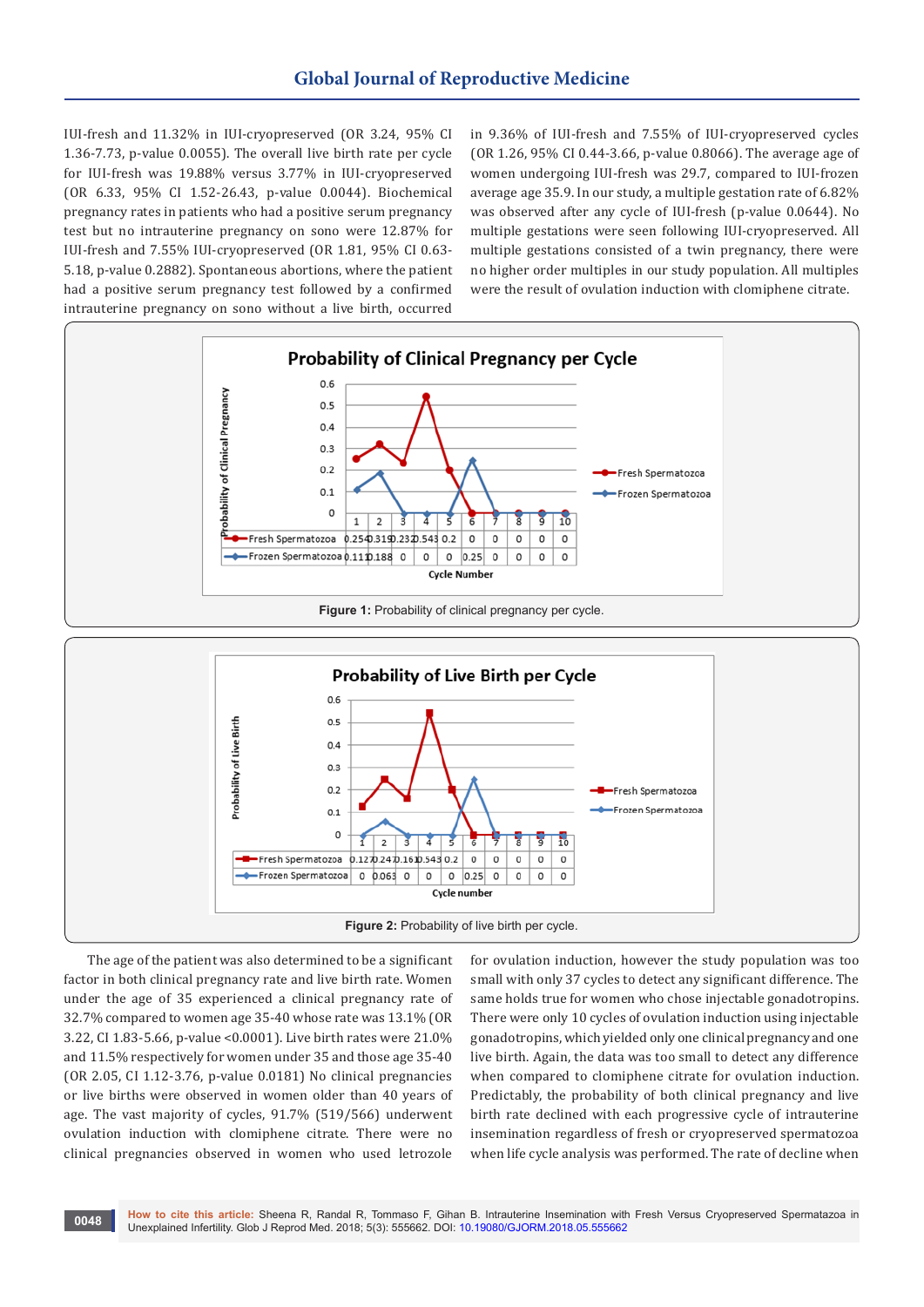IUI-fresh and 11.32% in IUI-cryopreserved (OR 3.24, 95% CI 1.36-7.73, p-value 0.0055). The overall live birth rate per cycle for IUI-fresh was 19.88% versus 3.77% in IUI-cryopreserved (OR 6.33, 95% CI 1.52-26.43, p-value 0.0044). Biochemical pregnancy rates in patients who had a positive serum pregnancy test but no intrauterine pregnancy on sono were 12.87% for IUI-fresh and 7.55% IUI-cryopreserved (OR 1.81, 95% CI 0.63-5.18, p-value 0.2882). Spontaneous abortions, where the patient had a positive serum pregnancy test followed by a confirmed intrauterine pregnancy on sono without a live birth, occurred in 9.36% of IUI-fresh and 7.55% of IUI-cryopreserved cycles (OR 1.26, 95% CI 0.44-3.66, p-value 0.8066). The average age of women undergoing IUI-fresh was 29.7, compared to IUI-frozen average age 35.9. In our study, a multiple gestation rate of 6.82% was observed after any cycle of IUI-fresh (p-value 0.0644). No multiple gestations were seen following IUI-cryopreserved. All multiple gestations consisted of a twin pregnancy, there were no higher order multiples in our study population. All multiples were the result of ovulation induction with clomiphene citrate.

**Probability of Clinical Pregnancy per Cycle**

| Cycle Number | 1 | 2 | 3 | 4 | 5 | 6 | 7 | 8 | 9 | 10 |
|---|---|---|---|---|---|---|---|---|---|---|
| Fresh Spermatozoa | 0.254 | 0.319 | 0.232 | 0.543 | 0.2 | 0 | 0 | 0 | 0 | 0 |
| Frozen Spermatozoa | 0.111 | 0.188 | 0 | 0 | 0 | 0.25 | 0 | 0 | 0 | 0 |

**Figure 1:** Probability of clinical pregnancy per cycle.

**Probability of Live Birth per Cycle**

| Cycle number | 1 | 2 | 3 | 4 | 5 | 6 | 7 | 8 | 9 | 10 |
|---|---|---|---|---|---|---|---|---|---|---|
| Fresh Spermatozoa | 0.127 | 0.247 | 0.161 | 0.543 | 0.2 | 0 | 0 | 0 | 0 | 0 |
| Frozen Spermatozoa | 0 | 0.063 | 0 | 0 | 0 | 0.25 | 0 | 0 | 0 | 0 |

**Figure 2:** Probability of live birth per cycle.

The age of the patient was also determined to be a significant factor in both clinical pregnancy rate and live birth rate. Women under the age of 35 experienced a clinical pregnancy rate of 32.7% compared to women age 35-40 whose rate was 13.1% (OR 3.22, CI 1.83-5.66, p-value <0.0001). Live birth rates were 21.0% and 11.5% respectively for women under 35 and those age 35-40 (OR 2.05, CI 1.12-3.76, p-value 0.0181) No clinical pregnancies or live births were observed in women older than 40 years of age. The vast majority of cycles, 91.7% (519/566) underwent ovulation induction with clomiphene citrate. There were no clinical pregnancies observed in women who used letrozole for ovulation induction, however the study population was too small with only 37 cycles to detect any significant difference. The same holds true for women who chose injectable gonadotropins. There were only 10 cycles of ovulation induction using injectable gonadotropins, which yielded only one clinical pregnancy and one live birth. Again, the data was too small to detect any difference when compared to clomiphene citrate for ovulation induction. Predictably, the probability of both clinical pregnancy and live birth rate declined with each progressive cycle of intrauterine insemination regardless of fresh or cryopreserved spermatozoa when life cycle analysis was performed. The rate of decline when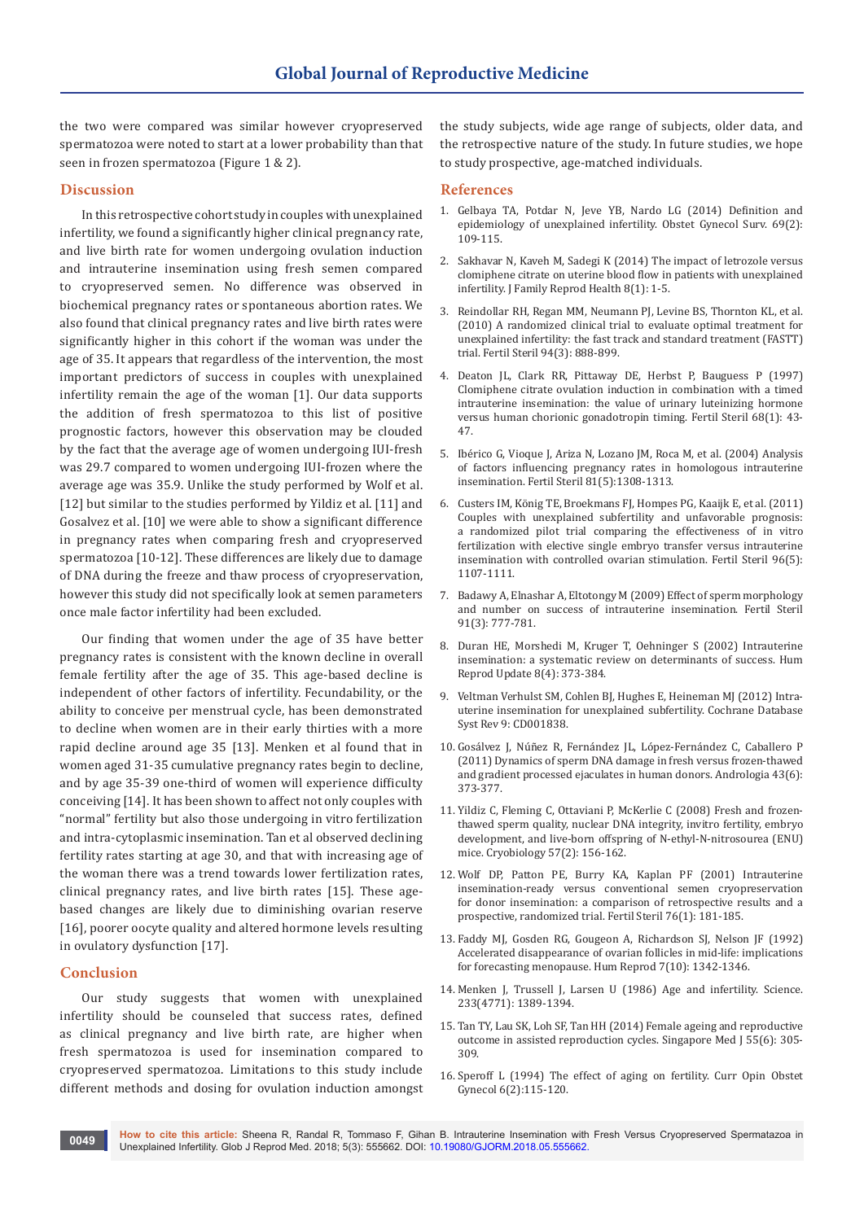the two were compared was similar however cryopreserved spermatozoa were noted to start at a lower probability than that seen in frozen spermatozoa (Figure 1 & 2).

## Discussion

In this retrospective cohort study in couples with unexplained infertility, we found a significantly higher clinical pregnancy rate, and live birth rate for women undergoing ovulation induction and intrauterine insemination using fresh semen compared to cryopreserved semen. No difference was observed in biochemical pregnancy rates or spontaneous abortion rates. We also found that clinical pregnancy rates and live birth rates were significantly higher in this cohort if the woman was under the age of 35. It appears that regardless of the intervention, the most important predictors of success in couples with unexplained infertility remain the age of the woman [1]. Our data supports the addition of fresh spermatozoa to this list of positive prognostic factors, however this observation may be clouded by the fact that the average age of women undergoing IUI-fresh was 29.7 compared to women undergoing IUI-frozen where the average age was 35.9. Unlike the study performed by Wolf et al. [12] but similar to the studies performed by Yildiz et al. [11] and Gosalvez et al. [10] we were able to show a significant difference in pregnancy rates when comparing fresh and cryopreserved spermatozoa [10-12]. These differences are likely due to damage of DNA during the freeze and thaw process of cryopreservation, however this study did not specifically look at semen parameters once male factor infertility had been excluded.

Our finding that women under the age of 35 have better pregnancy rates is consistent with the known decline in overall female fertility after the age of 35. This age-based decline is independent of other factors of infertility. Fecundability, or the ability to conceive per menstrual cycle, has been demonstrated to decline when women are in their early thirties with a more rapid decline around age 35 [13]. Menken et al found that in women aged 31-35 cumulative pregnancy rates begin to decline, and by age 35-39 one-third of women will experience difficulty conceiving [14]. It has been shown to affect not only couples with "normal" fertility but also those undergoing in vitro fertilization and intra-cytoplasmic insemination. Tan et al observed declining fertility rates starting at age 30, and that with increasing age of the woman there was a trend towards lower fertilization rates, clinical pregnancy rates, and live birth rates [15]. These age-based changes are likely due to diminishing ovarian reserve [16], poorer oocyte quality and altered hormone levels resulting in ovulatory dysfunction [17].

## Conclusion

Our study suggests that women with unexplained infertility should be counseled that success rates, defined as clinical pregnancy and live birth rate, are higher when fresh spermatozoa is used for insemination compared to cryopreserved spermatozoa. Limitations to this study include different methods and dosing for ovulation induction amongst the study subjects, wide age range of subjects, older data, and the retrospective nature of the study. In future studies, we hope to study prospective, age-matched individuals.

## References

1. Gelbaya TA, Potdar N, Jeve YB, Nardo LG (2014) Definition and epidemiology of unexplained infertility. Obstet Gynecol Surv. 69(2): 109-115.
2. Sakhavar N, Kaveh M, Sadegi K (2014) The impact of letrozole versus clomiphene citrate on uterine blood flow in patients with unexplained infertility. J Family Reprod Health 8(1): 1-5.
3. Reindollar RH, Regan MM, Neumann PJ, Levine BS, Thornton KL, et al. (2010) A randomized clinical trial to evaluate optimal treatment for unexplained infertility: the fast track and standard treatment (FASTT) trial. Fertil Steril 94(3): 888-899.
4. Deaton JL, Clark RR, Pittaway DE, Herbst P, Bauguess P (1997) Clomiphene citrate ovulation induction in combination with a timed intrauterine insemination: the value of urinary luteinizing hormone versus human chorionic gonadotropin timing. Fertil Steril 68(1): 43-47.
5. Ibérico G, Vioque J, Ariza N, Lozano JM, Roca M, et al. (2004) Analysis of factors influencing pregnancy rates in homologous intrauterine insemination. Fertil Steril 81(5):1308-1313.
6. Custers IM, König TE, Broekmans FJ, Hompes PG, Kaaijk E, et al. (2011) Couples with unexplained subfertility and unfavorable prognosis: a randomized pilot trial comparing the effectiveness of in vitro fertilization with elective single embryo transfer versus intrauterine insemination with controlled ovarian stimulation. Fertil Steril 96(5): 1107-1111.
7. Badawy A, Elnashar A, Eltotongy M (2009) Effect of sperm morphology and number on success of intrauterine insemination. Fertil Steril 91(3): 777-781.
8. Duran HE, Morshedi M, Kruger T, Oehninger S (2002) Intrauterine insemination: a systematic review on determinants of success. Hum Reprod Update 8(4): 373-384.
9. Veltman Verhulst SM, Cohlen BJ, Hughes E, Heineman MJ (2012) Intra-uterine insemination for unexplained subfertility. Cochrane Database Syst Rev 9: CD001838.
10. Gosálvez J, Núñez R, Fernández JL, López-Fernández C, Caballero P (2011) Dynamics of sperm DNA damage in fresh versus frozen-thawed and gradient processed ejaculates in human donors. Andrologia 43(6): 373-377.
11. Yildiz C, Fleming C, Ottaviani P, McKerlie C (2008) Fresh and frozen-thawed sperm quality, nuclear DNA integrity, invitro fertility, embryo development, and live-born offspring of N-ethyl-N-nitrosourea (ENU) mice. Cryobiology 57(2): 156-162.
12. Wolf DP, Patton PE, Burry KA, Kaplan PF (2001) Intrauterine insemination-ready versus conventional semen cryopreservation for donor insemination: a comparison of retrospective results and a prospective, randomized trial. Fertil Steril 76(1): 181-185.
13. Faddy MJ, Gosden RG, Gougeon A, Richardson SJ, Nelson JF (1992) Accelerated disappearance of ovarian follicles in mid-life: implications for forecasting menopause. Hum Reprod 7(10): 1342-1346.
14. Menken J, Trussell J, Larsen U (1986) Age and infertility. Science. 233(4771): 1389-1394.
15. Tan TY, Lau SK, Loh SF, Tan HH (2014) Female ageing and reproductive outcome in assisted reproduction cycles. Singapore Med J 55(6): 305-309.
16. Speroff L (1994) The effect of aging on fertility. Curr Opin Obstet Gynecol 6(2):115-120.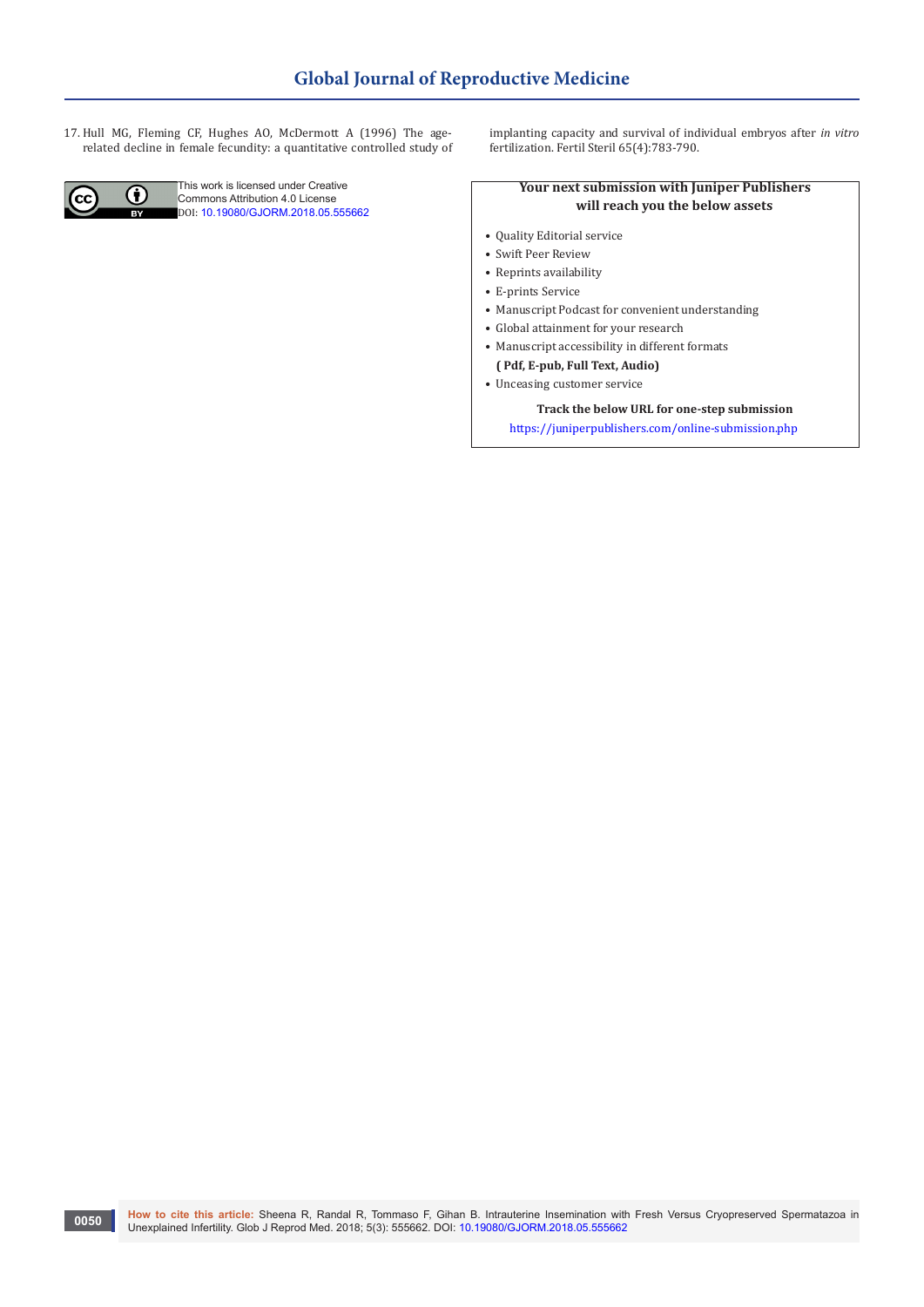17. Hull MG, Fleming CF, Hughes AO, McDermott A (1996) The age-related decline in female fecundity: a quantitative controlled study of implanting capacity and survival of individual embryos after *in vitro* fertilization. Fertil Steril 65(4):783-790.

This work is licensed under Creative Commons Attribution 4.0 License
DOI: 10.19080/GJORM.2018.05.555662

**Your next submission with Juniper Publishers will reach you the below assets**

- Quality Editorial service
- Swift Peer Review
- Reprints availability
- E-prints Service
- Manuscript Podcast for convenient understanding
- Global attainment for your research
- Manuscript accessibility in different formats
  **( Pdf, E-pub, Full Text, Audio)**
- Unceasing customer service

**Track the below URL for one-step submission**
https://juniperpublishers.com/online-submission.php

**How to cite this article:** Sheena R, Randal R, Tommaso F, Gihan B. Intrauterine Insemination with Fresh Versus Cryopreserved Spermatazoa in Unexplained Infertility. Glob J Reprod Med. 2018; 5(3): 555662. DOI: 10.19080/GJORM.2018.05.555662